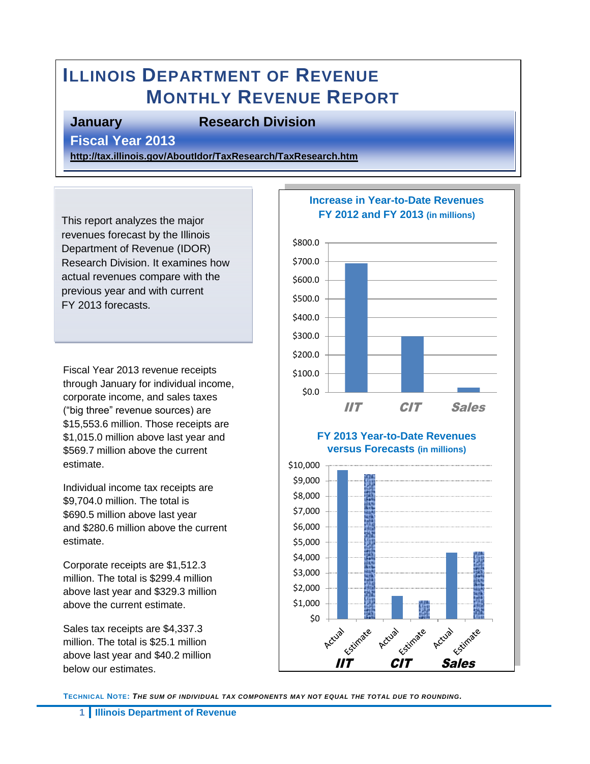# Illinois Department of Revenue
# Monthly Revenue Report

**January** **Research Division**

**Fiscal Year 2013**

**http://tax.illinois.gov/AboutIdor/TaxResearch/TaxResearch.htm**

This report analyzes the major revenues forecast by the Illinois Department of Revenue (IDOR) Research Division. It examines how actual revenues compare with the previous year and with current FY 2013 forecasts.

Fiscal Year 2013 revenue receipts through January for individual income, corporate income, and sales taxes ("big three" revenue sources) are $15,553.6 million. Those receipts are $1,015.0 million above last year and $569.7 million above the current estimate.

Individual income tax receipts are $9,704.0 million. The total is $690.5 million above last year and $280.6 million above the current estimate.

Corporate receipts are $1,512.3 million. The total is $299.4 million above last year and $329.3 million above the current estimate.

Sales tax receipts are $4,337.3 million. The total is $25.1 million above last year and $40.2 million below our estimates.

**Increase in Year-to-Date Revenues FY 2012 and FY 2013 (in millions)**

**FY 2013 Year-to-Date Revenues versus Forecasts (in millions)**

**Technical Note:** ***The sum of individual tax components may not equal the total due to rounding.***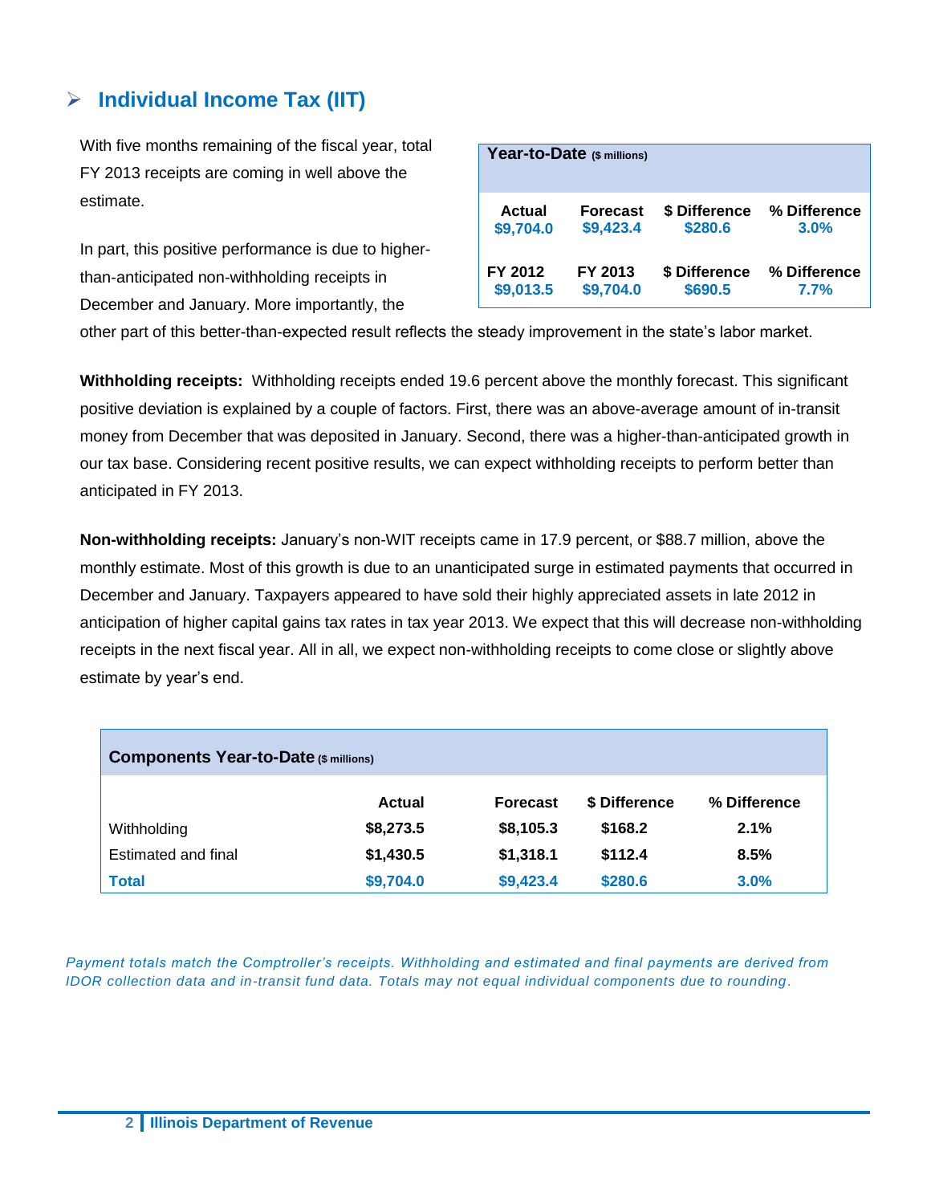## ➢ Individual Income Tax (IIT)

With five months remaining of the fiscal year, total FY 2013 receipts are coming in well above the estimate.

| Year-to-Date ($ millions) | | | |
|---|---|---|---|
| **Actual** | **Forecast** | **$ Difference** | **% Difference** |
| **$9,704.0** | **$9,423.4** | **$280.6** | **3.0%** |
| **FY 2012** | **FY 2013** | **$ Difference** | **% Difference** |
| **$9,013.5** | **$9,704.0** | **$690.5** | **7.7%** |

In part, this positive performance is due to higher-than-anticipated non-withholding receipts in December and January. More importantly, the other part of this better-than-expected result reflects the steady improvement in the state's labor market.

**Withholding receipts:** Withholding receipts ended 19.6 percent above the monthly forecast. This significant positive deviation is explained by a couple of factors. First, there was an above-average amount of in-transit money from December that was deposited in January. Second, there was a higher-than-anticipated growth in our tax base. Considering recent positive results, we can expect withholding receipts to perform better than anticipated in FY 2013.

**Non-withholding receipts:** January's non-WIT receipts came in 17.9 percent, or $88.7 million, above the monthly estimate. Most of this growth is due to an unanticipated surge in estimated payments that occurred in December and January. Taxpayers appeared to have sold their highly appreciated assets in late 2012 in anticipation of higher capital gains tax rates in tax year 2013. We expect that this will decrease non-withholding receipts in the next fiscal year. All in all, we expect non-withholding receipts to come close or slightly above estimate by year's end.

**Components Year-to-Date ($ millions)**

| | Actual | Forecast | $ Difference | % Difference |
|---|---|---|---|---|
| Withholding | **$8,273.5** | **$8,105.3** | **$168.2** | **2.1%** |
| Estimated and final | **$1,430.5** | **$1,318.1** | **$112.4** | **8.5%** |
| **Total** | **$9,704.0** | **$9,423.4** | **$280.6** | **3.0%** |

*Payment totals match the Comptroller's receipts. Withholding and estimated and final payments are derived from IDOR collection data and in-transit fund data. Totals may not equal individual components due to rounding.*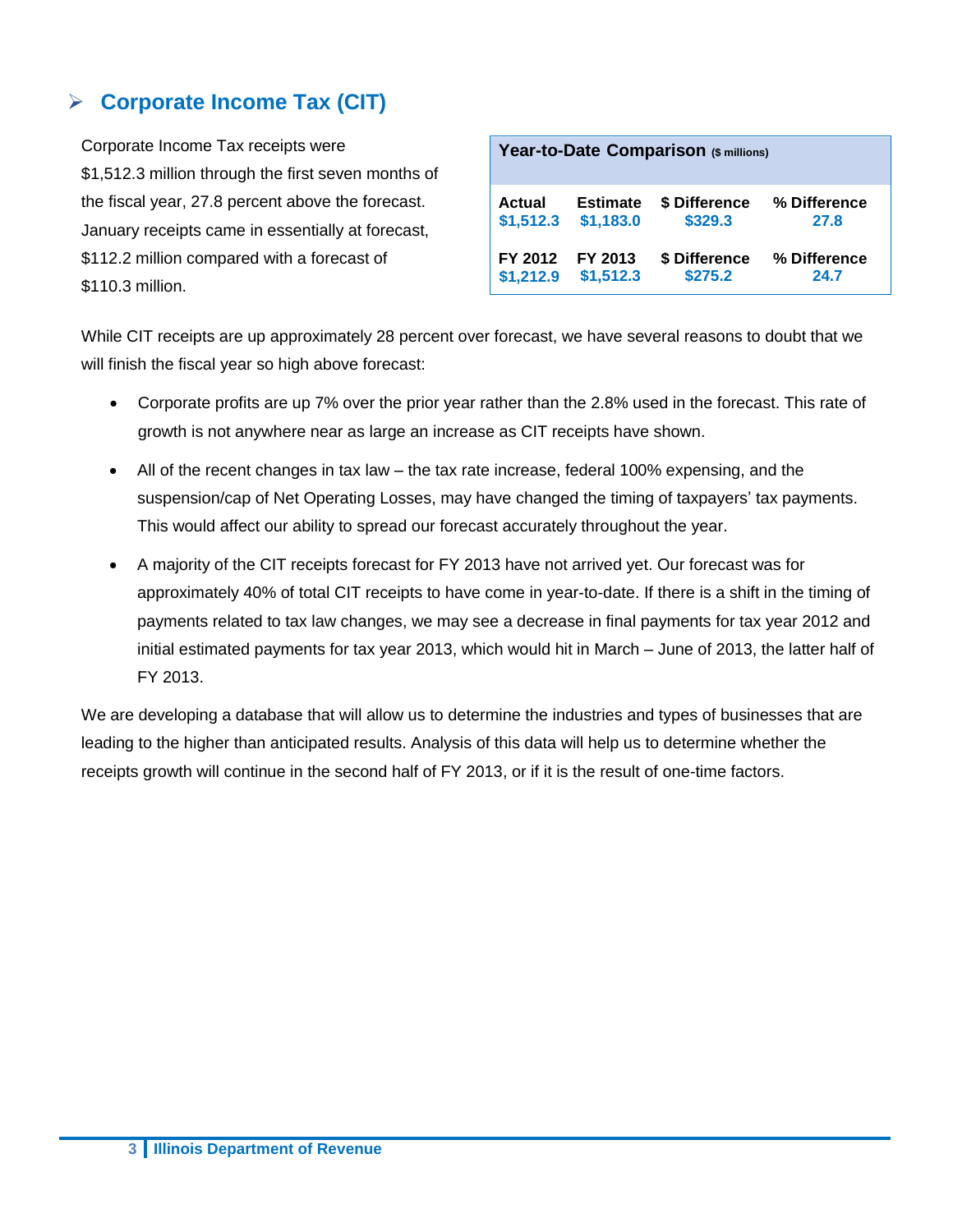## ➢ Corporate Income Tax (CIT)

Corporate Income Tax receipts were $1,512.3 million through the first seven months of the fiscal year, 27.8 percent above the forecast. January receipts came in essentially at forecast, $112.2 million compared with a forecast of $110.3 million.

**Year-to-Date Comparison** ($ millions)

| Actual | Estimate | $ Difference | % Difference |
|---|---|---|---|
| $1,512.3 | $1,183.0 | $329.3 | 27.8 |
| **FY 2012** | **FY 2013** | **$ Difference** | **% Difference** |
| $1,212.9 | $1,512.3 | $275.2 | 24.7 |

While CIT receipts are up approximately 28 percent over forecast, we have several reasons to doubt that we will finish the fiscal year so high above forecast:

- Corporate profits are up 7% over the prior year rather than the 2.8% used in the forecast. This rate of growth is not anywhere near as large an increase as CIT receipts have shown.
- All of the recent changes in tax law – the tax rate increase, federal 100% expensing, and the suspension/cap of Net Operating Losses, may have changed the timing of taxpayers' tax payments. This would affect our ability to spread our forecast accurately throughout the year.
- A majority of the CIT receipts forecast for FY 2013 have not arrived yet. Our forecast was for approximately 40% of total CIT receipts to have come in year-to-date. If there is a shift in the timing of payments related to tax law changes, we may see a decrease in final payments for tax year 2012 and initial estimated payments for tax year 2013, which would hit in March – June of 2013, the latter half of FY 2013.

We are developing a database that will allow us to determine the industries and types of businesses that are leading to the higher than anticipated results. Analysis of this data will help us to determine whether the receipts growth will continue in the second half of FY 2013, or if it is the result of one-time factors.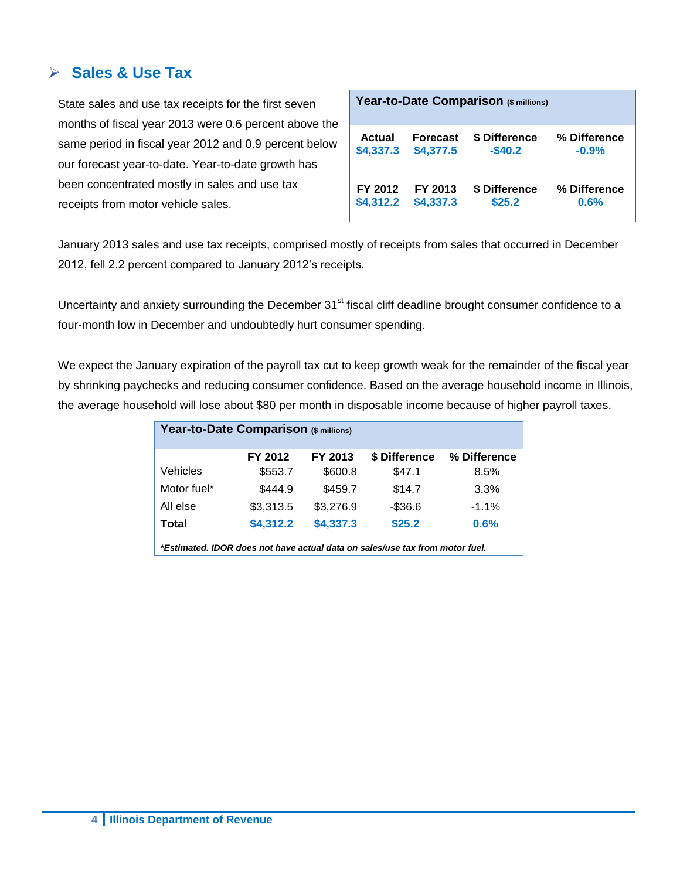## Sales & Use Tax

State sales and use tax receipts for the first seven months of fiscal year 2013 were 0.6 percent above the same period in fiscal year 2012 and 0.9 percent below our forecast year-to-date. Year-to-date growth has been concentrated mostly in sales and use tax receipts from motor vehicle sales.

**Year-to-Date Comparison** ($ millions)

| Actual | Forecast | $ Difference | % Difference |
|---|---|---|---|
| $4,337.3 | $4,377.5 | -$40.2 | -0.9% |
| **FY 2012** | **FY 2013** | **$ Difference** | **% Difference** |
| $4,312.2 | $4,337.3 | $25.2 | 0.6% |

January 2013 sales and use tax receipts, comprised mostly of receipts from sales that occurred in December 2012, fell 2.2 percent compared to January 2012's receipts.

Uncertainty and anxiety surrounding the December 31st fiscal cliff deadline brought consumer confidence to a four-month low in December and undoubtedly hurt consumer spending.

We expect the January expiration of the payroll tax cut to keep growth weak for the remainder of the fiscal year by shrinking paychecks and reducing consumer confidence. Based on the average household income in Illinois, the average household will lose about $80 per month in disposable income because of higher payroll taxes.

**Year-to-Date Comparison** ($ millions)

| | FY 2012 | FY 2013 | $ Difference | % Difference |
|---|---|---|---|---|
| Vehicles | $553.7 | $600.8 | $47.1 | 8.5% |
| Motor fuel* | $444.9 | $459.7 | $14.7 | 3.3% |
| All else | $3,313.5 | $3,276.9 | -$36.6 | -1.1% |
| **Total** | **$4,312.2** | **$4,337.3** | **$25.2** | **0.6%** |

***Estimated. IDOR does not have actual data on sales/use tax from motor fuel.***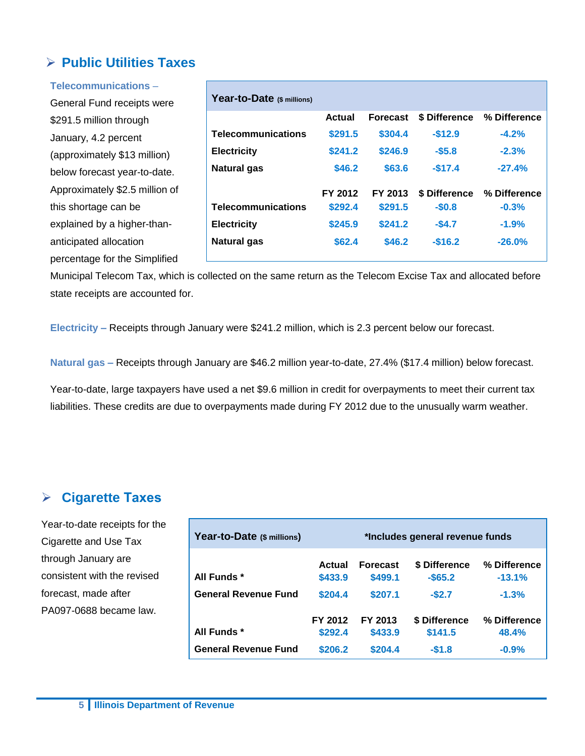## Public Utilities Taxes

**Telecommunications –** General Fund receipts were $291.5 million through January, 4.2 percent (approximately $13 million) below forecast year-to-date. Approximately $2.5 million of this shortage can be explained by a higher-than-anticipated allocation percentage for the Simplified Municipal Telecom Tax, which is collected on the same return as the Telecom Excise Tax and allocated before state receipts are accounted for.

| **Year-to-Date** ($ millions) | | | | |
|---|---|---|---|---|
| | **Actual** | **Forecast** | **$ Difference** | **% Difference** |
| **Telecommunications** | $291.5 | $304.4 | -$12.9 | -4.2% |
| **Electricity** | $241.2 | $246.9 | -$5.8 | -2.3% |
| **Natural gas** | $46.2 | $63.6 | -$17.4 | -27.4% |
| | **FY 2012** | **FY 2013** | **$ Difference** | **% Difference** |
| **Telecommunications** | $292.4 | $291.5 | -$0.8 | -0.3% |
| **Electricity** | $245.9 | $241.2 | -$4.7 | -1.9% |
| **Natural gas** | $62.4 | $46.2 | -$16.2 | -26.0% |

**Electricity –** Receipts through January were $241.2 million, which is 2.3 percent below our forecast.

**Natural gas –** Receipts through January are $46.2 million year-to-date, 27.4% ($17.4 million) below forecast.

Year-to-date, large taxpayers have used a net $9.6 million in credit for overpayments to meet their current tax liabilities. These credits are due to overpayments made during FY 2012 due to the unusually warm weather.

## Cigarette Taxes

Year-to-date receipts for the Cigarette and Use Tax through January are consistent with the revised forecast, made after PA097-0688 became law.

| **Year-to-Date** ($ millions) | *Includes general revenue funds | | | |
|---|---|---|---|---|
| | **Actual** | **Forecast** | **$ Difference** | **% Difference** |
| **All Funds *** | $433.9 | $499.1 | -$65.2 | -13.1% |
| **General Revenue Fund** | $204.4 | $207.1 | -$2.7 | -1.3% |
| | **FY 2012** | **FY 2013** | **$ Difference** | **% Difference** |
| **All Funds *** | $292.4 | $433.9 | $141.5 | 48.4% |
| **General Revenue Fund** | $206.2 | $204.4 | -$1.8 | -0.9% |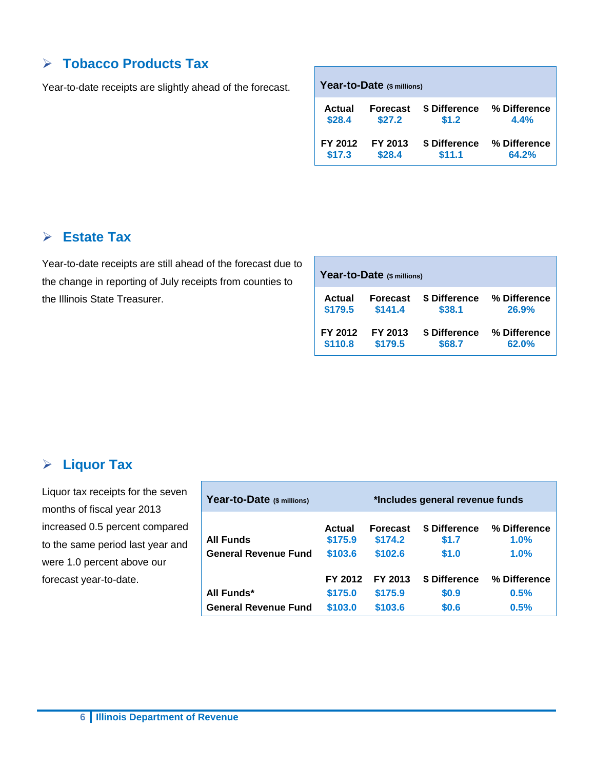## Tobacco Products Tax

Year-to-date receipts are slightly ahead of the forecast.

| Year-to-Date ($ millions) | | | |
|---|---|---|---|
| **Actual** | **Forecast** | **$ Difference** | **% Difference** |
| $28.4 | $27.2 | $1.2 | 4.4% |
| **FY 2012** | **FY 2013** | **$ Difference** | **% Difference** |
| $17.3 | $28.4 | $11.1 | 64.2% |

## Estate Tax

Year-to-date receipts are still ahead of the forecast due to the change in reporting of July receipts from counties to the Illinois State Treasurer.

| Year-to-Date ($ millions) | | | |
|---|---|---|---|
| **Actual** | **Forecast** | **$ Difference** | **% Difference** |
| $179.5 | $141.4 | $38.1 | 26.9% |
| **FY 2012** | **FY 2013** | **$ Difference** | **% Difference** |
| $110.8 | $179.5 | $68.7 | 62.0% |

## Liquor Tax

Liquor tax receipts for the seven months of fiscal year 2013 increased 0.5 percent compared to the same period last year and were 1.0 percent above our forecast year-to-date.

| Year-to-Date ($ millions) | *Includes general revenue funds | | | |
|---|---|---|---|---|
| | **Actual** | **Forecast** | **$ Difference** | **% Difference** |
| **All Funds** | $175.9 | $174.2 | $1.7 | 1.0% |
| **General Revenue Fund** | $103.6 | $102.6 | $1.0 | 1.0% |
| | **FY 2012** | **FY 2013** | **$ Difference** | **% Difference** |
| **All Funds*** | $175.0 | $175.9 | $0.9 | 0.5% |
| **General Revenue Fund** | $103.0 | $103.6 | $0.6 | 0.5% |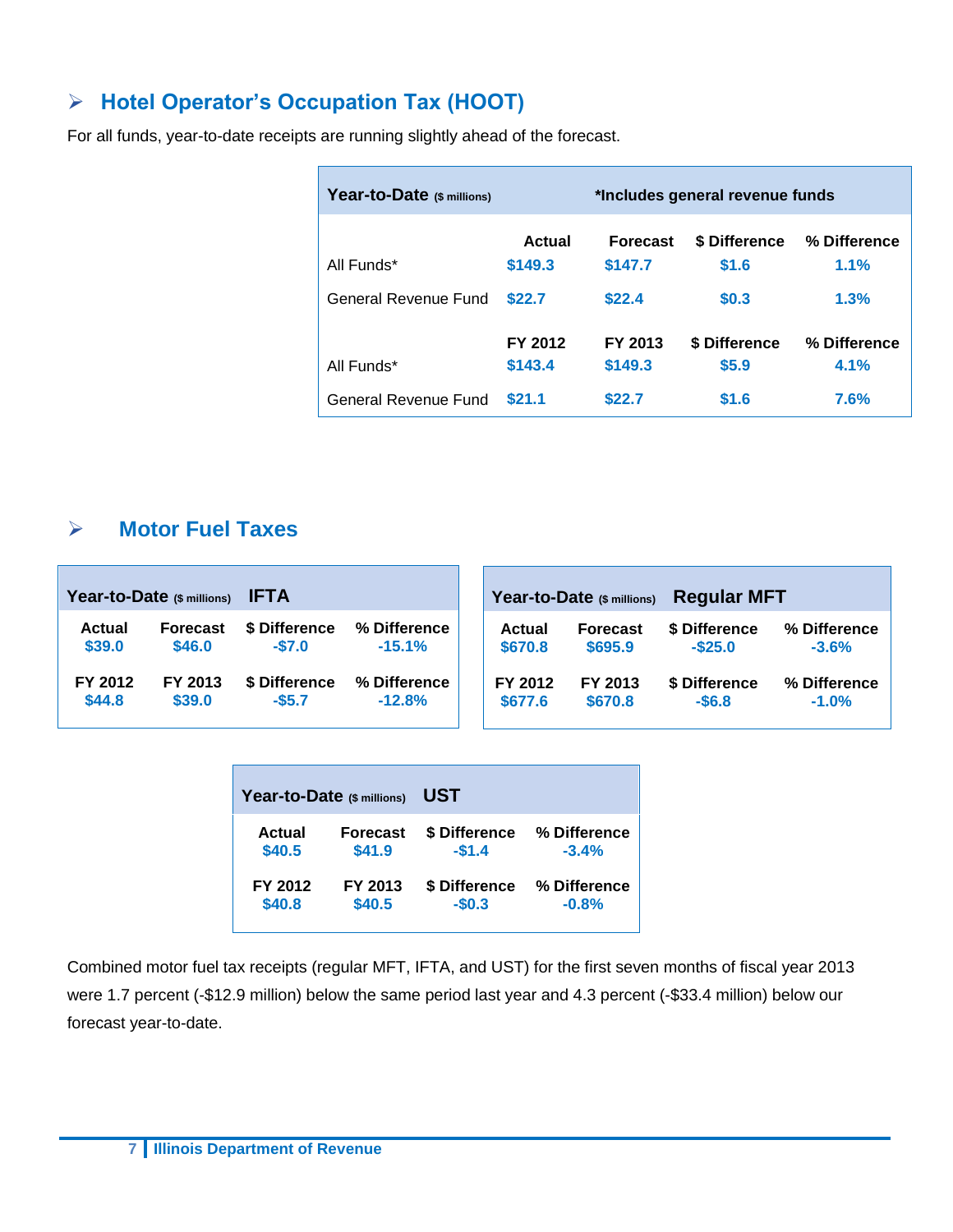## Hotel Operator’s Occupation Tax (HOOT)

For all funds, year-to-date receipts are running slightly ahead of the forecast.

| **Year-to-Date** ($ millions) | *Includes general revenue funds | | | |
|---|---|---|---|---|
| | **Actual** | **Forecast** | **$ Difference** | **% Difference** |
| All Funds* | $149.3 | $147.7 | $1.6 | 1.1% |
| General Revenue Fund | $22.7 | $22.4 | $0.3 | 1.3% |
| | **FY 2012** | **FY 2013** | **$ Difference** | **% Difference** |
| All Funds* | $143.4 | $149.3 | $5.9 | 4.1% |
| General Revenue Fund | $21.1 | $22.7 | $1.6 | 7.6% |

## Motor Fuel Taxes

| **Year-to-Date** ($ millions) **IFTA** | | | |
|---|---|---|---|
| **Actual** | **Forecast** | **$ Difference** | **% Difference** |
| $39.0 | $46.0 | -$7.0 | -15.1% |
| **FY 2012** | **FY 2013** | **$ Difference** | **% Difference** |
| $44.8 | $39.0 | -$5.7 | -12.8% |

| **Year-to-Date** ($ millions) **Regular MFT** | | | |
|---|---|---|---|
| **Actual** | **Forecast** | **$ Difference** | **% Difference** |
| $670.8 | $695.9 | -$25.0 | -3.6% |
| **FY 2012** | **FY 2013** | **$ Difference** | **% Difference** |
| $677.6 | $670.8 | -$6.8 | -1.0% |

| **Year-to-Date** ($ millions) **UST** | | | |
|---|---|---|---|
| **Actual** | **Forecast** | **$ Difference** | **% Difference** |
| $40.5 | $41.9 | -$1.4 | -3.4% |
| **FY 2012** | **FY 2013** | **$ Difference** | **% Difference** |
| $40.8 | $40.5 | -$0.3 | -0.8% |

Combined motor fuel tax receipts (regular MFT, IFTA, and UST) for the first seven months of fiscal year 2013 were 1.7 percent (-$12.9 million) below the same period last year and 4.3 percent (-$33.4 million) below our forecast year-to-date.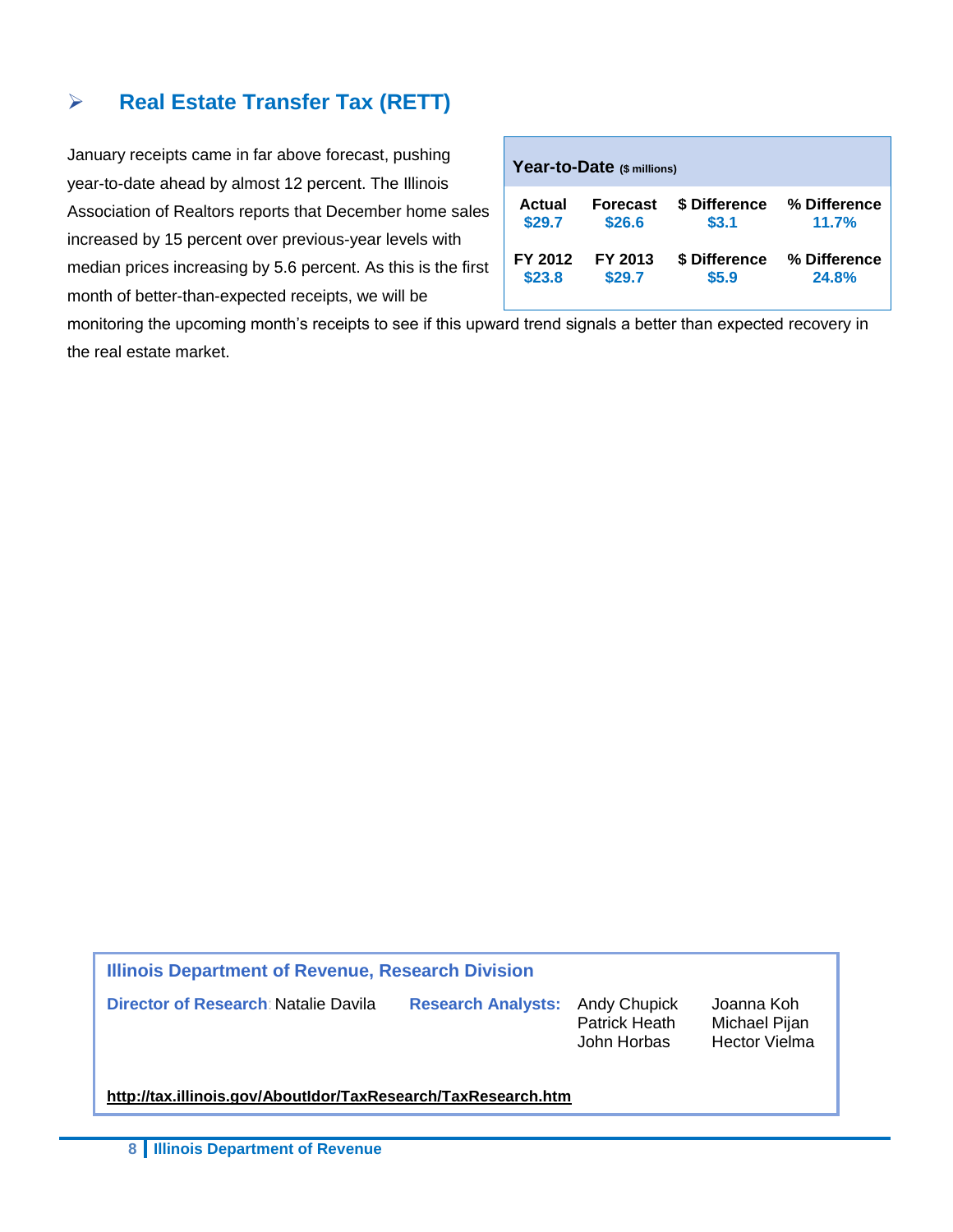## ➢ Real Estate Transfer Tax (RETT)

January receipts came in far above forecast, pushing year-to-date ahead by almost 12 percent. The Illinois Association of Realtors reports that December home sales increased by 15 percent over previous-year levels with median prices increasing by 5.6 percent. As this is the first month of better-than-expected receipts, we will be monitoring the upcoming month's receipts to see if this upward trend signals a better than expected recovery in the real estate market.

**Year-to-Date** ($ millions)

| Actual | Forecast | $ Difference | % Difference |
|---|---|---|---|
| $29.7 | $26.6 | $3.1 | 11.7% |
| **FY 2012** | **FY 2013** | **$ Difference** | **% Difference** |
| $23.8 | $29.7 | $5.9 | 24.8% |

**Illinois Department of Revenue, Research Division**

**Director of Research**: Natalie Davila

**Research Analysts:** Andy Chupick, Patrick Heath, John Horbas, Joanna Koh, Michael Pijan, Hector Vielma

**http://tax.illinois.gov/AboutIdor/TaxResearch/TaxResearch.htm**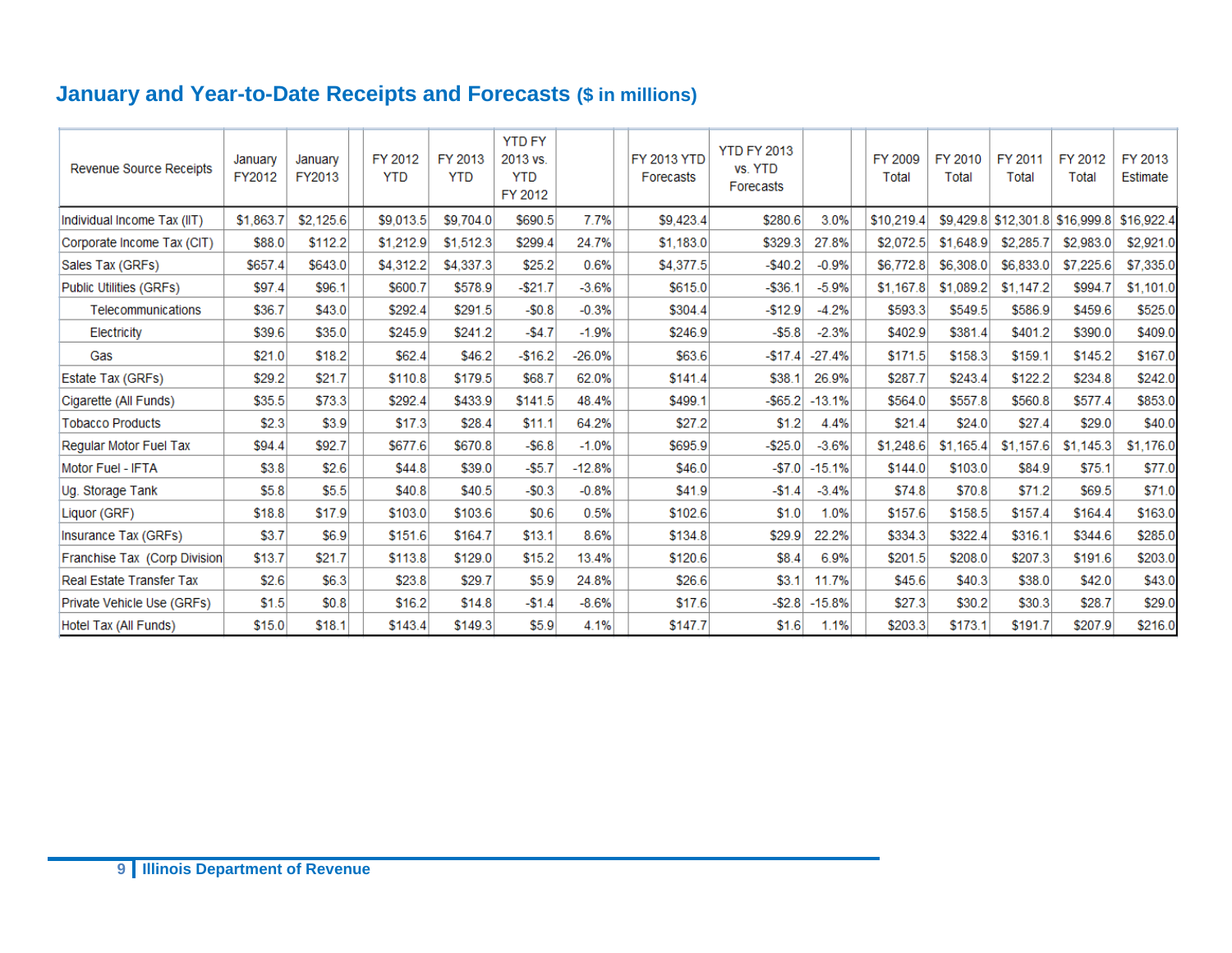## January and Year-to-Date Receipts and Forecasts ($ in millions)

| Revenue Source Receipts | January FY2012 | January FY2013 | FY 2012 YTD | FY 2013 YTD | YTD FY 2013 vs. YTD FY 2012 | | FY 2013 YTD Forecasts | YTD FY 2013 vs. YTD Forecasts | | FY 2009 Total | FY 2010 Total | FY 2011 Total | FY 2012 Total | FY 2013 Estimate |
|---|---|---|---|---|---|---|---|---|---|---|---|---|---|---|
| Individual Income Tax (IIT) | $1,863.7 | $2,125.6 | $9,013.5 | $9,704.0 | $690.5 | 7.7% | $9,423.4 | $280.6 | 3.0% | $10,219.4 | $9,429.8 | $12,301.8 | $16,999.8 | $16,922.4 |
| Corporate Income Tax (CIT) | $88.0 | $112.2 | $1,212.9 | $1,512.3 | $299.4 | 24.7% | $1,183.0 | $329.3 | 27.8% | $2,072.5 | $1,648.9 | $2,285.7 | $2,983.0 | $2,921.0 |
| Sales Tax (GRFs) | $657.4 | $643.0 | $4,312.2 | $4,337.3 | $25.2 | 0.6% | $4,377.5 | -$40.2 | -0.9% | $6,772.8 | $6,308.0 | $6,833.0 | $7,225.6 | $7,335.0 |
| Public Utilities (GRFs) | $97.4 | $96.1 | $600.7 | $578.9 | -$21.7 | -3.6% | $615.0 | -$36.1 | -5.9% | $1,167.8 | $1,089.2 | $1,147.2 | $994.7 | $1,101.0 |
| Telecommunications | $36.7 | $43.0 | $292.4 | $291.5 | -$0.8 | -0.3% | $304.4 | -$12.9 | -4.2% | $593.3 | $549.5 | $586.9 | $459.6 | $525.0 |
| Electricity | $39.6 | $35.0 | $245.9 | $241.2 | -$4.7 | -1.9% | $246.9 | -$5.8 | -2.3% | $402.9 | $381.4 | $401.2 | $390.0 | $409.0 |
| Gas | $21.0 | $18.2 | $62.4 | $46.2 | -$16.2 | -26.0% | $63.6 | -$17.4 | -27.4% | $171.5 | $158.3 | $159.1 | $145.2 | $167.0 |
| Estate Tax (GRFs) | $29.2 | $21.7 | $110.8 | $179.5 | $68.7 | 62.0% | $141.4 | $38.1 | 26.9% | $287.7 | $243.4 | $122.2 | $234.8 | $242.0 |
| Cigarette (All Funds) | $35.5 | $73.3 | $292.4 | $433.9 | $141.5 | 48.4% | $499.1 | -$65.2 | -13.1% | $564.0 | $557.8 | $560.8 | $577.4 | $853.0 |
| Tobacco Products | $2.3 | $3.9 | $17.3 | $28.4 | $11.1 | 64.2% | $27.2 | $1.2 | 4.4% | $21.4 | $24.0 | $27.4 | $29.0 | $40.0 |
| Regular Motor Fuel Tax | $94.4 | $92.7 | $677.6 | $670.8 | -$6.8 | -1.0% | $695.9 | -$25.0 | -3.6% | $1,248.6 | $1,165.4 | $1,157.6 | $1,145.3 | $1,176.0 |
| Motor Fuel - IFTA | $3.8 | $2.6 | $44.8 | $39.0 | -$5.7 | -12.8% | $46.0 | -$7.0 | -15.1% | $144.0 | $103.0 | $84.9 | $75.1 | $77.0 |
| Ug. Storage Tank | $5.8 | $5.5 | $40.8 | $40.5 | -$0.3 | -0.8% | $41.9 | -$1.4 | -3.4% | $74.8 | $70.8 | $71.2 | $69.5 | $71.0 |
| Liquor (GRF) | $18.8 | $17.9 | $103.0 | $103.6 | $0.6 | 0.5% | $102.6 | $1.0 | 1.0% | $157.6 | $158.5 | $157.4 | $164.4 | $163.0 |
| Insurance Tax (GRFs) | $3.7 | $6.9 | $151.6 | $164.7 | $13.1 | 8.6% | $134.8 | $29.9 | 22.2% | $334.3 | $322.4 | $316.1 | $344.6 | $285.0 |
| Franchise Tax (Corp Division | $13.7 | $21.7 | $113.8 | $129.0 | $15.2 | 13.4% | $120.6 | $8.4 | 6.9% | $201.5 | $208.0 | $207.3 | $191.6 | $203.0 |
| Real Estate Transfer Tax | $2.6 | $6.3 | $23.8 | $29.7 | $5.9 | 24.8% | $26.6 | $3.1 | 11.7% | $45.6 | $40.3 | $38.0 | $42.0 | $43.0 |
| Private Vehicle Use (GRFs) | $1.5 | $0.8 | $16.2 | $14.8 | -$1.4 | -8.6% | $17.6 | -$2.8 | -15.8% | $27.3 | $30.2 | $30.3 | $28.7 | $29.0 |
| Hotel Tax (All Funds) | $15.0 | $18.1 | $143.4 | $149.3 | $5.9 | 4.1% | $147.7 | $1.6 | 1.1% | $203.3 | $173.1 | $191.7 | $207.9 | $216.0 |